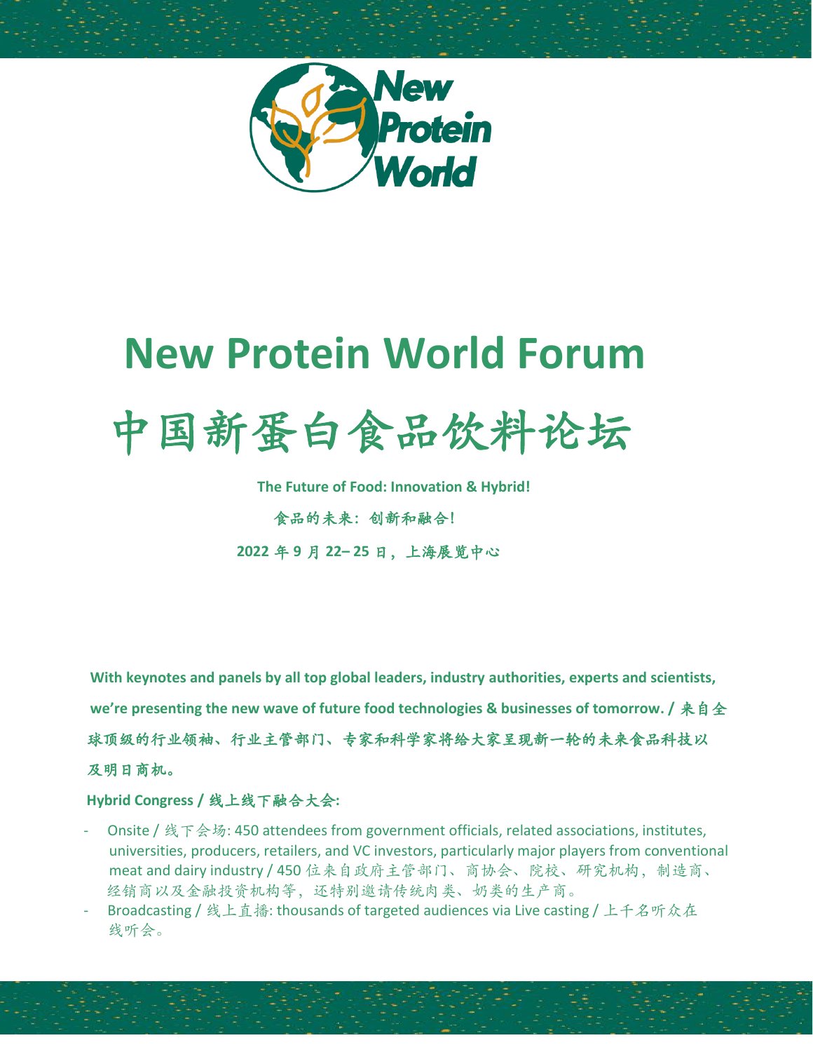# New Protein World Forum

# 中国新蛋白食品饮料论坛

**The Future of Food: Innovation & Hybrid!**

**食品的未来：创新和融合！**

**2022 年 9 月 22– 25 日，上海展览中心**

**With keynotes and panels by all top global leaders, industry authorities, experts and scientists, we're presenting the new wave of future food technologies & businesses of tomorrow. / 来自全球顶级的行业领袖、行业主管部门、专家和科学家将给大家呈现新一轮的未来食品科技以及明日商机。**

**Hybrid Congress / 线上线下融合大会:**

- Onsite / 线下会场: 450 attendees from government officials, related associations, institutes, universities, producers, retailers, and VC investors, particularly major players from conventional meat and dairy industry / 450 位来自政府主管部门、商协会、院校、研究机构，制造商、经销商以及金融投资机构等，还特别邀请传统肉类、奶类的生产商。
- Broadcasting / 线上直播: thousands of targeted audiences via Live casting / 上千名听众在线听会。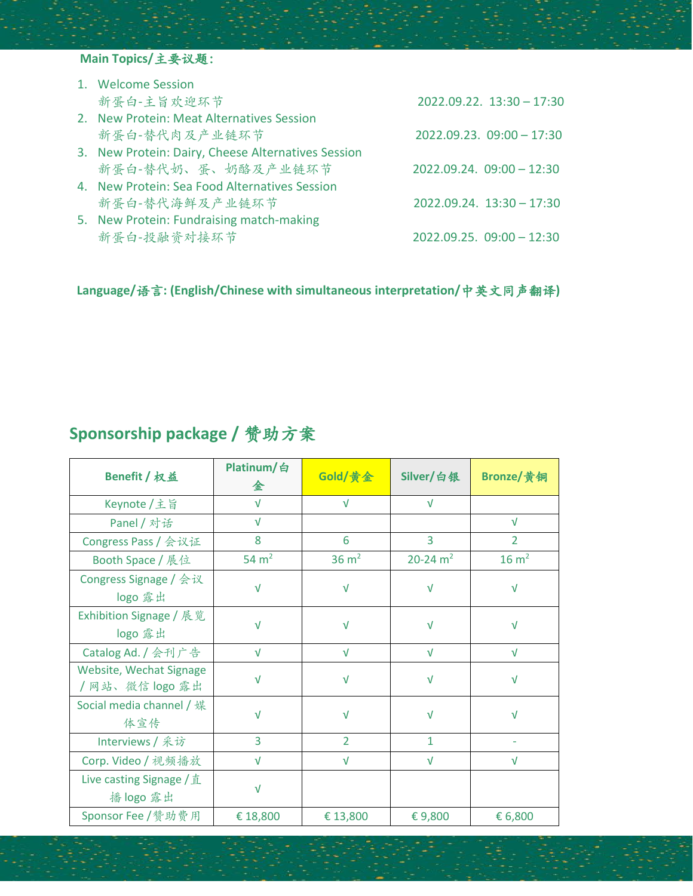**Main Topics/主要议题:**

1. Welcome Session
   新蛋白-主旨欢迎环节 2022.09.22. 13:30 – 17:30
2. New Protein: Meat Alternatives Session
   新蛋白-替代肉及产业链环节 2022.09.23. 09:00 – 17:30
3. New Protein: Dairy, Cheese Alternatives Session
   新蛋白-替代奶、蛋、奶酪及产业链环节 2022.09.24. 09:00 – 12:30
4. New Protein: Sea Food Alternatives Session
   新蛋白-替代海鲜及产业链环节 2022.09.24. 13:30 – 17:30
5. New Protein: Fundraising match-making
   新蛋白-投融资对接环节 2022.09.25. 09:00 – 12:30

**Language/语言: (English/Chinese with simultaneous interpretation/中英文同声翻译)**

## Sponsorship package / 赞助方案

| Benefit / 权益 | Platinum/白金 | Gold/黄金 | Silver/白银 | Bronze/黄铜 |
|---|---|---|---|---|
| Keynote / 主旨 | √ | √ | √ | |
| Panel / 对话 | √ | | | √ |
| Congress Pass / 会议证 | 8 | 6 | 3 | 2 |
| Booth Space / 展位 | 54 $m^2$ | 36 $m^2$ | 20-24 $m^2$ | 16 $m^2$ |
| Congress Signage / 会议 logo 露出 | √ | √ | √ | √ |
| Exhibition Signage / 展览 logo 露出 | √ | √ | √ | √ |
| Catalog Ad. / 会刊广告 | √ | √ | √ | √ |
| Website, Wechat Signage / 网站、微信 logo 露出 | √ | √ | √ | √ |
| Social media channel / 媒体宣传 | √ | √ | √ | √ |
| Interviews / 采访 | 3 | 2 | 1 | - |
| Corp. Video / 视频播放 | √ | √ | √ | √ |
| Live casting Signage / 直播 logo 露出 | √ | | | |
| Sponsor Fee /赞助费用 | € 18,800 | € 13,800 | € 9,800 | € 6,800 |